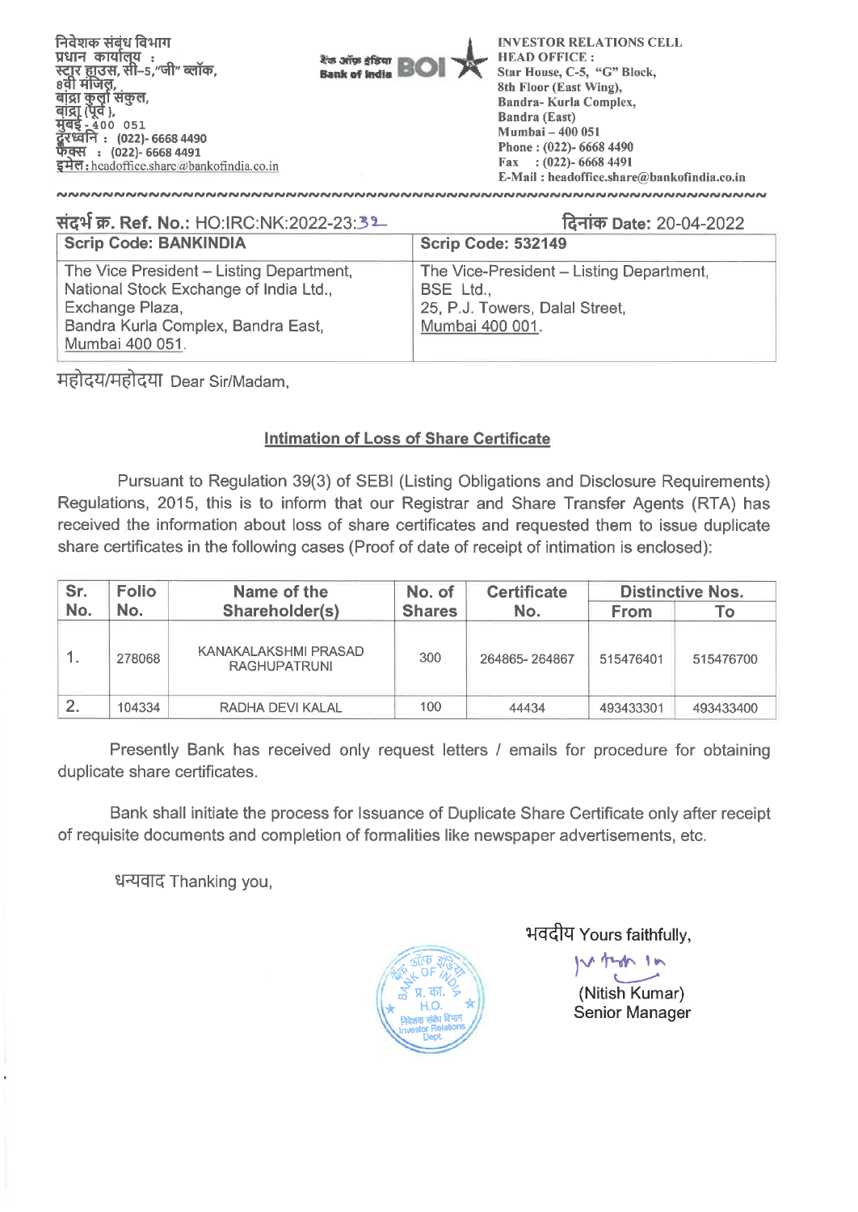निवेशक संबंध विभाग
प्रधान कार्यालय :
स्टार हाउस, सी–5,"जी" ब्लॉक,
8वी मंजिल,
बांद्रा कुर्ला संकुल,
बांद्रा (पूर्व ),
मुंबई - 400 051
दूरध्वनि : (022)- 6668 4490
फैक्स : (022)- 6668 4491
इमेल: headoffice.share@bankofindia.co.in

बैंक ऑफ इंडिया Bank of India BOI

INVESTOR RELATIONS CELL
HEAD OFFICE :
Star House, C-5, "G" Block,
8th Floor (East Wing),
Bandra- Kurla Complex,
Bandra (East)
Mumbai – 400 051
Phone : (022)- 6668 4490
Fax : (022)- 6668 4491
E-Mail : headoffice.share@bankofindia.co.in

संदर्भ क्र. Ref. No.: HO:IRC:NK:2022-23:32

दिनांक Date: 20-04-2022

| Scrip Code: BANKINDIA | Scrip Code: 532149 |
|---|---|
| The Vice President – Listing Department, National Stock Exchange of India Ltd., Exchange Plaza, Bandra Kurla Complex, Bandra East, Mumbai 400 051. | The Vice-President – Listing Department, BSE Ltd., 25, P.J. Towers, Dalal Street, Mumbai 400 001. |

महोदय/महोदया Dear Sir/Madam,

**Intimation of Loss of Share Certificate**

Pursuant to Regulation 39(3) of SEBI (Listing Obligations and Disclosure Requirements) Regulations, 2015, this is to inform that our Registrar and Share Transfer Agents (RTA) has received the information about loss of share certificates and requested them to issue duplicate share certificates in the following cases (Proof of date of receipt of intimation is enclosed):

| Sr. No. | Folio No. | Name of the Shareholder(s) | No. of Shares | Certificate No. | Distinctive Nos. | |
|---|---|---|---|---|---|---|
| | | | | | From | To |
| 1. | 278068 | KANAKALAKSHMI PRASAD RAGHUPATRUNI | 300 | 264865- 264867 | 515476401 | 515476700 |
| 2. | 104334 | RADHA DEVI KALAL | 100 | 44434 | 493433301 | 493433400 |

Presently Bank has received only request letters / emails for procedure for obtaining duplicate share certificates.

Bank shall initiate the process for Issuance of Duplicate Share Certificate only after receipt of requisite documents and completion of formalities like newspaper advertisements, etc.

धन्यवाद Thanking you,

भवदीय Yours faithfully,

(Nitish Kumar)
Senior Manager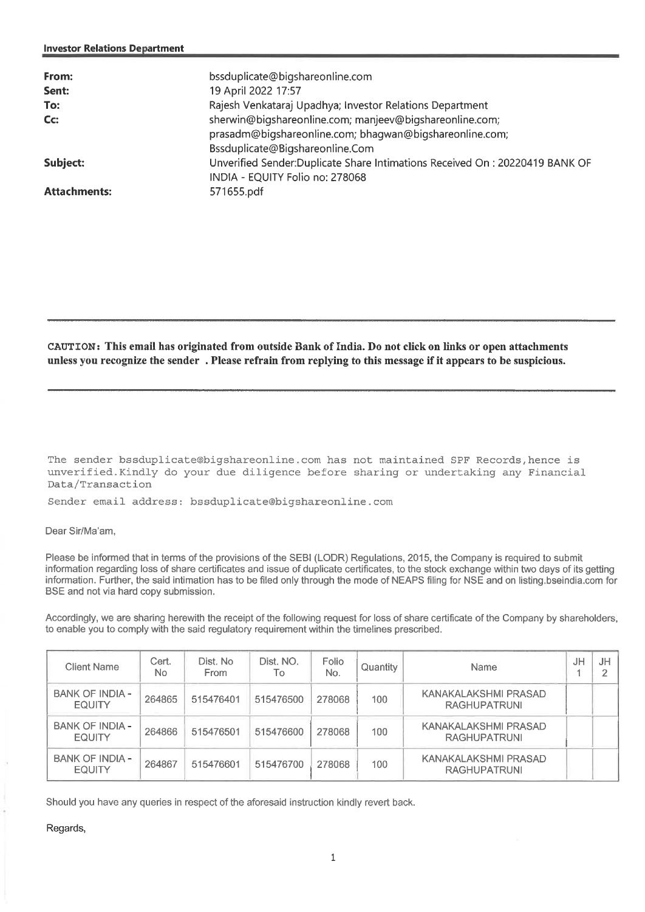**Investor Relations Department**

| | |
|---|---|
| **From:** | bssduplicate@bigshareonline.com |
| **Sent:** | 19 April 2022 17:57 |
| **To:** | Rajesh Venkataraj Upadhya; Investor Relations Department |
| **Cc:** | sherwin@bigshareonline.com; manjeev@bigshareonline.com; prasadm@bigshareonline.com; bhagwan@bigshareonline.com; Bssduplicate@Bigshareonline.Com |
| **Subject:** | Unverified Sender:Duplicate Share Intimations Received On : 20220419 BANK OF INDIA - EQUITY Folio no: 278068 |
| **Attachments:** | 571655.pdf |

---

**CAUTION: This email has originated from outside Bank of India. Do not click on links or open attachments unless you recognize the sender . Please refrain from replying to this message if it appears to be suspicious.**

---

The sender bssduplicate@bigshareonline.com has not maintained SPF Records,hence is unverified.Kindly do your due diligence before sharing or undertaking any Financial Data/Transaction

Sender email address: bssduplicate@bigshareonline.com

Dear Sir/Ma'am,

Please be informed that in terms of the provisions of the SEBI (LODR) Regulations, 2015, the Company is required to submit information regarding loss of share certificates and issue of duplicate certificates, to the stock exchange within two days of its getting information. Further, the said intimation has to be filed only through the mode of NEAPS filing for NSE and on listing.bseindia.com for BSE and not via hard copy submission.

Accordingly, we are sharing herewith the receipt of the following request for loss of share certificate of the Company by shareholders, to enable you to comply with the said regulatory requirement within the timelines prescribed.

| Client Name | Cert. No | Dist. No From | Dist. NO. To | Folio No. | Quantity | Name | JH 1 | JH 2 |
|---|---|---|---|---|---|---|---|---|
| BANK OF INDIA - EQUITY | 264865 | 515476401 | 515476500 | 278068 | 100 | KANAKALAKSHMI PRASAD RAGHUPATRUNI | | |
| BANK OF INDIA - EQUITY | 264866 | 515476501 | 515476600 | 278068 | 100 | KANAKALAKSHMI PRASAD RAGHUPATRUNI | | |
| BANK OF INDIA - EQUITY | 264867 | 515476601 | 515476700 | 278068 | 100 | KANAKALAKSHMI PRASAD RAGHUPATRUNI | | |

Should you have any queries in respect of the aforesaid instruction kindly revert back.

Regards,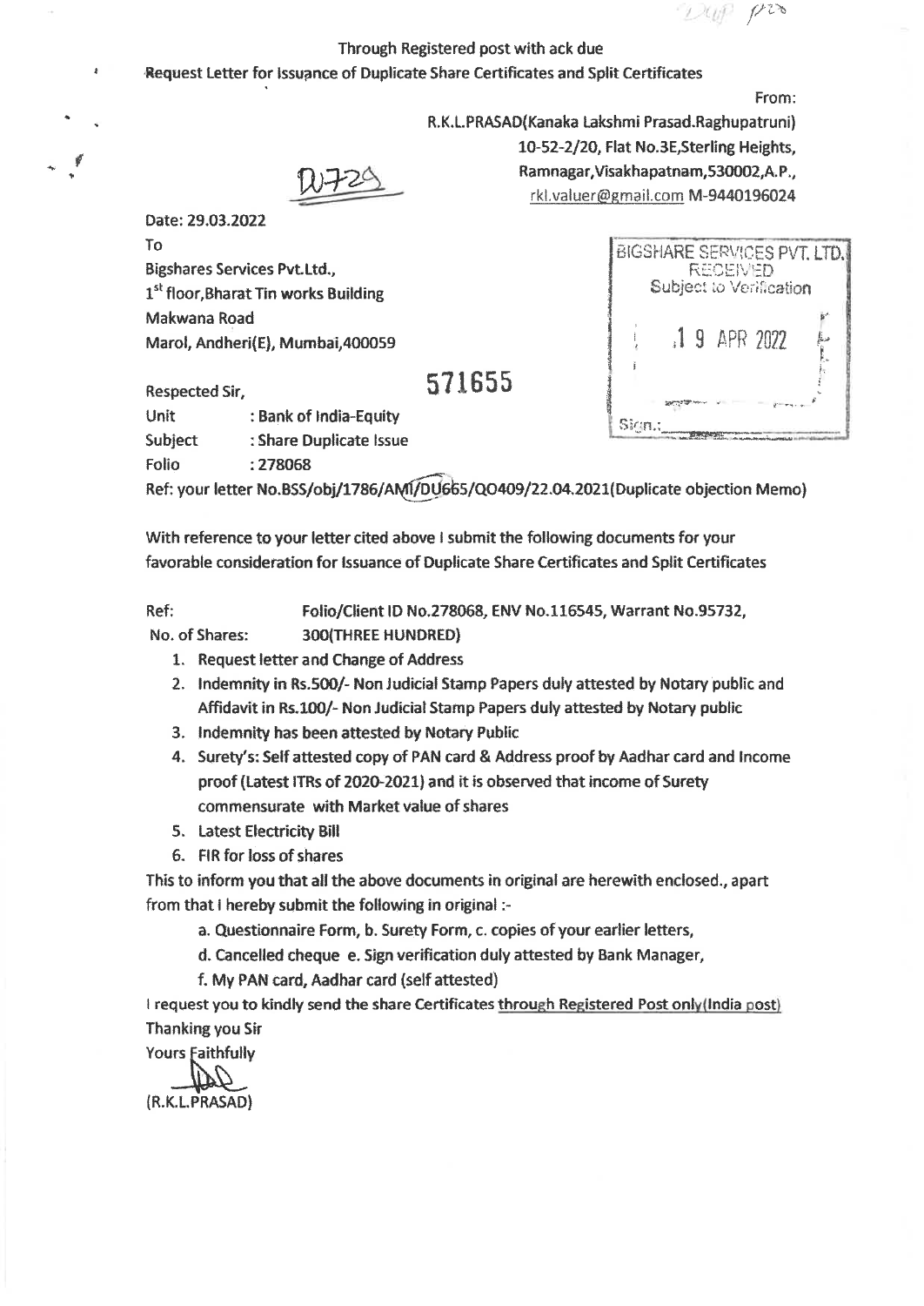Dup p20

Through Registered post with ack due

Request Letter for Issuance of Duplicate Share Certificates and Split Certificates

From:

R.K.L.PRASAD(Kanaka Lakshmi Prasad.Raghupatruni)
10-52-2/20, Flat No.3E,Sterling Heights,
Ramnagar,Visakhapatnam,530002,A.P.,
rkl.valuer@gmail.com M-9440196024

D729

Date: 29.03.2022

To

Bigshares Services Pvt.Ltd.,
1st floor,Bharat Tin works Building
Makwana Road
Marol, Andheri(E), Mumbai,400059

BIGSHARE SERVICES PVT. LTD.
RECEIVED
Subject to Verification
19 APR 2022
Sign.:

571655

Respected Sir,

| | |
|---|---|
| Unit | : Bank of India-Equity |
| Subject | : Share Duplicate Issue |
| Folio | : 278068 |

Ref: your letter No.BSS/obj/1786/AM/DU665/QO409/22.04.2021(Duplicate objection Memo)

With reference to your letter cited above I submit the following documents for your favorable consideration for Issuance of Duplicate Share Certificates and Split Certificates

Ref: Folio/Client ID No.278068, ENV No.116545, Warrant No.95732,
No. of Shares: 300(THREE HUNDRED)

1. Request letter and Change of Address
2. Indemnity in Rs.500/- Non Judicial Stamp Papers duly attested by Notary public and Affidavit in Rs.100/- Non Judicial Stamp Papers duly attested by Notary public
3. Indemnity has been attested by Notary Public
4. Surety's: Self attested copy of PAN card & Address proof by Aadhar card and Income proof (Latest ITRs of 2020-2021) and it is observed that income of Surety commensurate with Market value of shares
5. Latest Electricity Bill
6. FIR for loss of shares

This to inform you that all the above documents in original are herewith enclosed., apart from that I hereby submit the following in original :-

a. Questionnaire Form, b. Surety Form, c. copies of your earlier letters,
d. Cancelled cheque e. Sign verification duly attested by Bank Manager,
f. My PAN card, Aadhar card (self attested)

I request you to kindly send the share Certificates through Registered Post only(India post)

Thanking you Sir

Yours Faithfully

(R.K.L.PRASAD)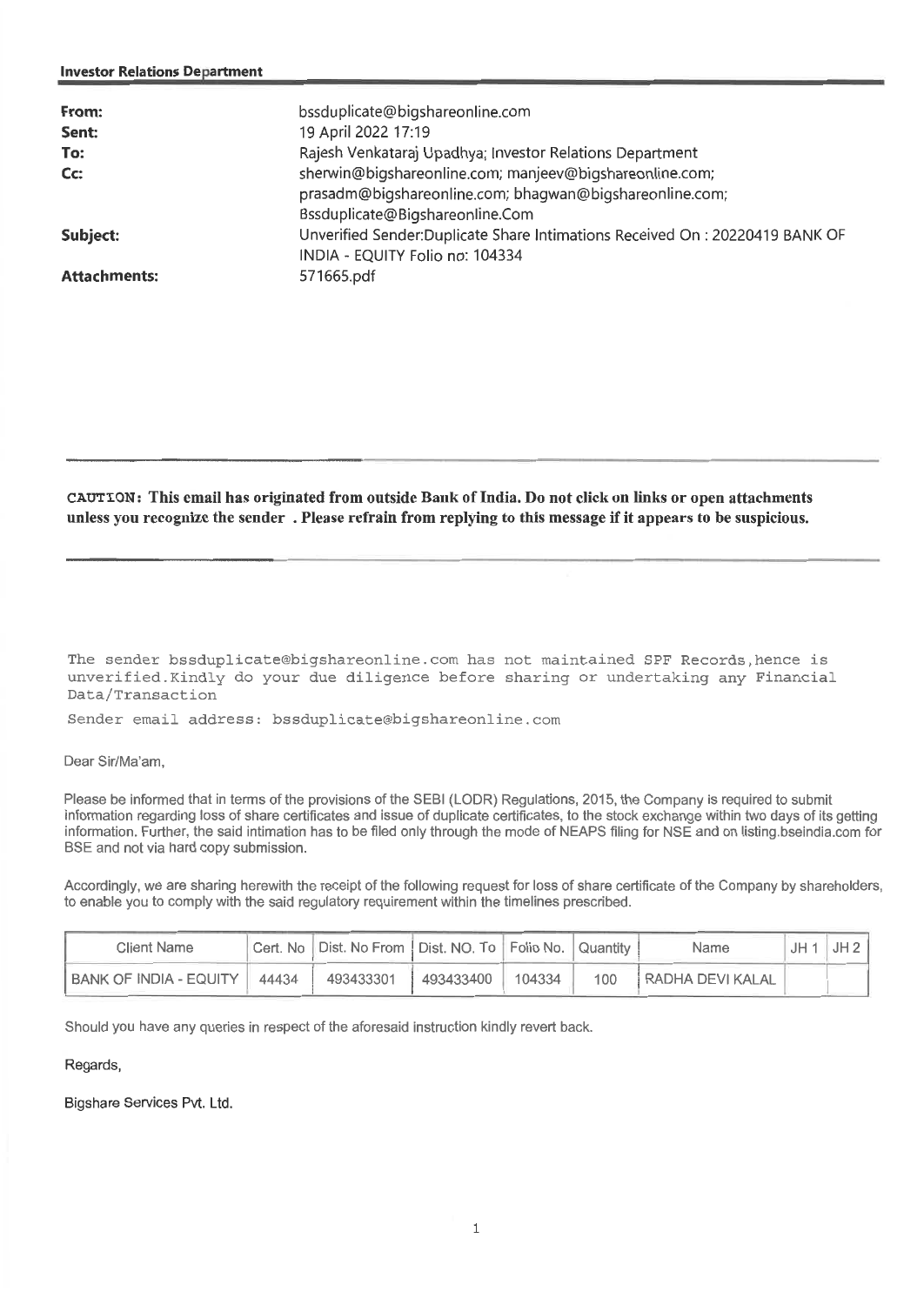**Investor Relations Department**

| | |
|---|---|
| **From:** | bssduplicate@bigshareonline.com |
| **Sent:** | 19 April 2022 17:19 |
| **To:** | Rajesh Venkataraj Upadhya; Investor Relations Department |
| **Cc:** | sherwin@bigshareonline.com; manjeev@bigshareonline.com; prasadm@bigshareonline.com; bhagwan@bigshareonline.com; Bssduplicate@Bigshareonline.Com |
| **Subject:** | Unverified Sender:Duplicate Share Intimations Received On : 20220419 BANK OF INDIA - EQUITY Folio no: 104334 |
| **Attachments:** | 571665.pdf |

**CAUTION: This email has originated from outside Bank of India. Do not click on links or open attachments unless you recognize the sender . Please refrain from replying to this message if it appears to be suspicious.**

The sender bssduplicate@bigshareonline.com has not maintained SPF Records,hence is unverified.Kindly do your due diligence before sharing or undertaking any Financial Data/Transaction

Sender email address: bssduplicate@bigshareonline.com

Dear Sir/Ma'am,

Please be informed that in terms of the provisions of the SEBI (LODR) Regulations, 2015, the Company is required to submit information regarding loss of share certificates and issue of duplicate certificates, to the stock exchange within two days of its getting information. Further, the said intimation has to be filed only through the mode of NEAPS filing for NSE and on listing.bseindia.com for BSE and not via hard copy submission.

Accordingly, we are sharing herewith the receipt of the following request for loss of share certificate of the Company by shareholders, to enable you to comply with the said regulatory requirement within the timelines prescribed.

| Client Name | Cert. No | Dist. No From | Dist. NO. To | Folio No. | Quantity | Name | JH 1 | JH 2 |
|---|---|---|---|---|---|---|---|---|
| BANK OF INDIA - EQUITY | 44434 | 493433301 | 493433400 | 104334 | 100 | RADHA DEVI KALAL | | |

Should you have any queries in respect of the aforesaid instruction kindly revert back.

Regards,

Bigshare Services Pvt. Ltd.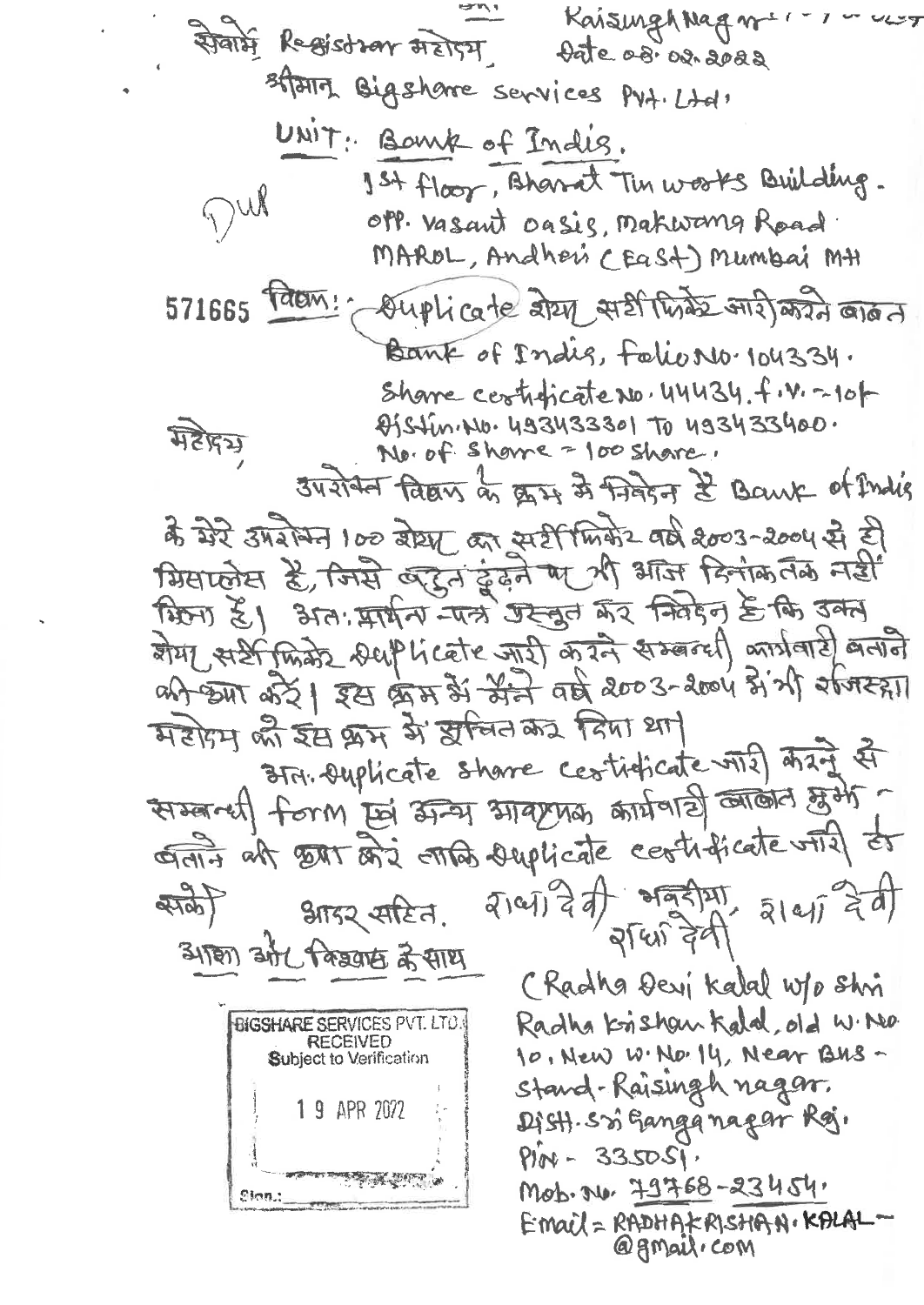Kaisingh Nagar

सेवामें Registrar महोदय, Date 08.02.2022

श्रीमान् Bigshare services Pvt. Ltd.

UNIT: Bank of India.

1st floor, Bharat Tin works Building.

Opp. Vasant oasis, Makwana Road

MAROL, Andheri (East) Mumbai MH

DUP

571665 विषय:- Duplicate शेयर सर्टीफिकेट जारी करने बाबत

Bank of India, Folio No. 104334.

Share certificate No. 44434. f.v. - 10/-

Distin. No. 493433301 To 493433400.

No. of share = 100 share.

महोदय,

उपरोक्त विषय के क्रम में निवेदन है Bank of India के मेरे उपरोक्त 100 शेयर का सर्टीफिकेट वर्ष 2003-2004 से ही मिसप्लेस है, जिसे बहुत ढूंढने पर भी आज दिनांक तक नहीं मिला है। अत: प्रार्थना-पत्र प्रस्तुत कर निवेदन है कि उक्त शेयर सर्टीफिकेट Duplicate जारी करने सम्बन्धी कार्यवाही बताने की कृपा करें। इस क्रम में मैंने वर्ष 2003-2004 में भी रजिस्ट्रार महोदय को इस क्रम में सूचित कर दिया था।

अत: Duplicate share certificate जारी करने से सम्बन्धी form एवं अन्य आवश्यक कार्यवाही बाबत मुझे बताने की कृपा करें ताकि Duplicate certificate जारी हो सके।

आदर सहित. राधा देवी भवदीया, राधा देवी

आशा और विश्वास के साथ

राधा देवी

(Radha Devi kalal w/o shri Radha krishan kalal, old W. No. 10, New W. No. 14, Near Bus-stand-Raisingh nagar. Dist. Sri Ganganagar Raj. Pin - 335051.

Mob. No. 79768-23454.

Email = RADHAKRISHAN.KALAL-@gmail.com

BIGSHARE SERVICES PVT. LTD.
RECEIVED
Subject to Verification
19 APR 2022
Sign.: